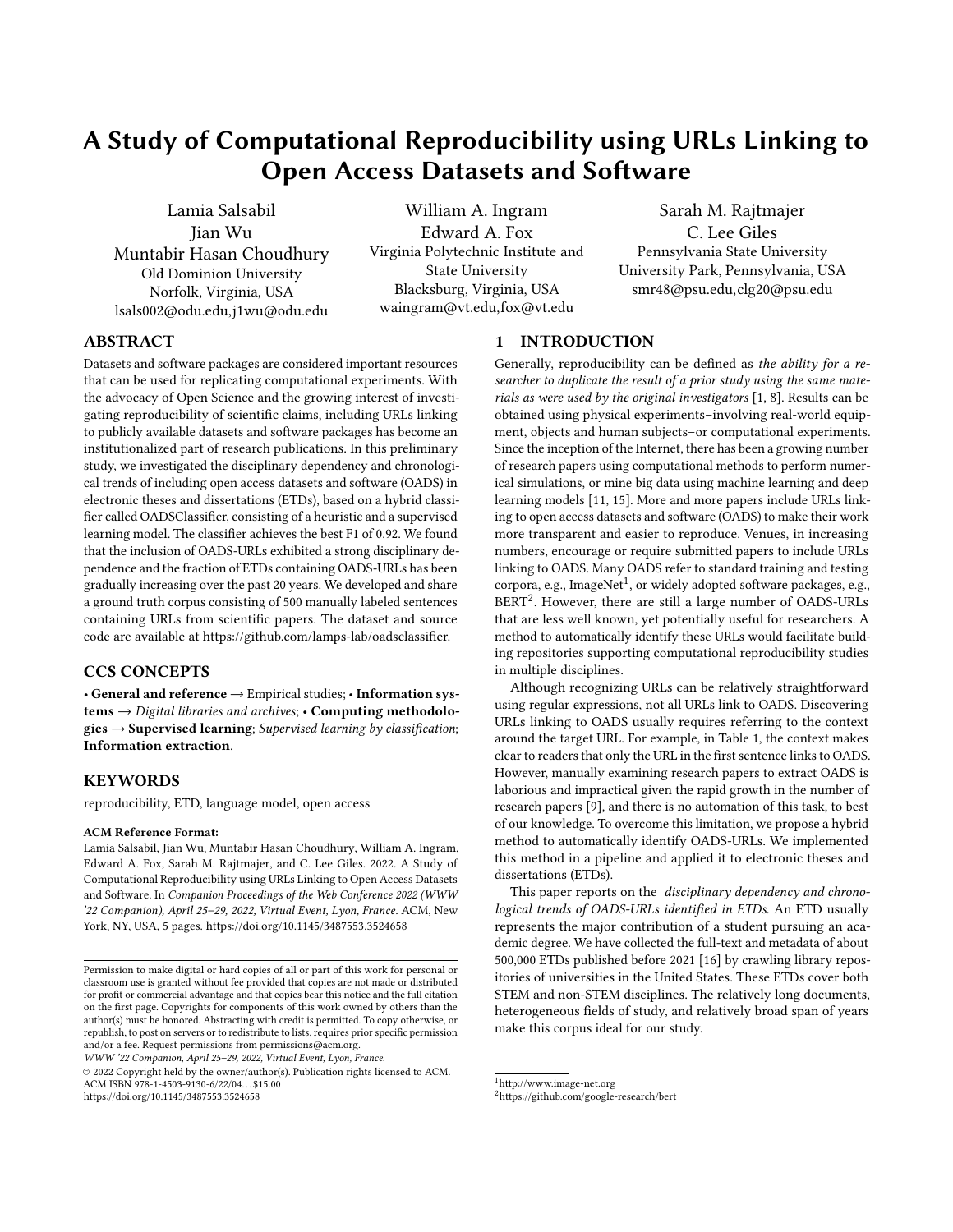# A Study of Computational Reproducibility using URLs Linking to Open Access Datasets and Software

Lamia Salsabil
Jian Wu
Muntabir Hasan Choudhury
Old Dominion University
Norfolk, Virginia, USA
lsals002@odu.edu,j1wu@odu.edu

William A. Ingram
Edward A. Fox
Virginia Polytechnic Institute and State University
Blacksburg, Virginia, USA
waingram@vt.edu,fox@vt.edu

Sarah M. Rajtmajer
C. Lee Giles
Pennsylvania State University
University Park, Pennsylvania, USA
smr48@psu.edu,clg20@psu.edu

## ABSTRACT

Datasets and software packages are considered important resources that can be used for replicating computational experiments. With the advocacy of Open Science and the growing interest of investigating reproducibility of scientific claims, including URLs linking to publicly available datasets and software packages has become an institutionalized part of research publications. In this preliminary study, we investigated the disciplinary dependency and chronological trends of including open access datasets and software (OADS) in electronic theses and dissertations (ETDs), based on a hybrid classifier called OADSClassifier, consisting of a heuristic and a supervised learning model. The classifier achieves the best F1 of 0.92. We found that the inclusion of OADS-URLs exhibited a strong disciplinary dependence and the fraction of ETDs containing OADS-URLs has been gradually increasing over the past 20 years. We developed and share a ground truth corpus consisting of 500 manually labeled sentences containing URLs from scientific papers. The dataset and source code are available at https://github.com/lamps-lab/oadsclassifier.

## CCS CONCEPTS

• **General and reference** → Empirical studies; • **Information systems** → *Digital libraries and archives*; • **Computing methodologies** → **Supervised learning**; *Supervised learning by classification*; **Information extraction**.

## KEYWORDS

reproducibility, ETD, language model, open access

**ACM Reference Format:**
Lamia Salsabil, Jian Wu, Muntabir Hasan Choudhury, William A. Ingram, Edward A. Fox, Sarah M. Rajtmajer, and C. Lee Giles. 2022. A Study of Computational Reproducibility using URLs Linking to Open Access Datasets and Software. In *Companion Proceedings of the Web Conference 2022 (WWW '22 Companion), April 25–29, 2022, Virtual Event, Lyon, France.* ACM, New York, NY, USA, 5 pages. https://doi.org/10.1145/3487553.3524658

Permission to make digital or hard copies of all or part of this work for personal or classroom use is granted without fee provided that copies are not made or distributed for profit or commercial advantage and that copies bear this notice and the full citation on the first page. Copyrights for components of this work owned by others than the author(s) must be honored. Abstracting with credit is permitted. To copy otherwise, or republish, to post on servers or to redistribute to lists, requires prior specific permission and/or a fee. Request permissions from permissions@acm.org.
*WWW '22 Companion, April 25–29, 2022, Virtual Event, Lyon, France.*
© 2022 Copyright held by the owner/author(s). Publication rights licensed to ACM.
ACM ISBN 978-1-4503-9130-6/22/04…$15.00
https://doi.org/10.1145/3487553.3524658

## 1 INTRODUCTION

Generally, reproducibility can be defined as *the ability for a researcher to duplicate the result of a prior study using the same materials as were used by the original investigators* [1, 8]. Results can be obtained using physical experiments–involving real-world equipment, objects and human subjects–or computational experiments. Since the inception of the Internet, there has been a growing number of research papers using computational methods to perform numerical simulations, or mine big data using machine learning and deep learning models [11, 15]. More and more papers include URLs linking to open access datasets and software (OADS) to make their work more transparent and easier to reproduce. Venues, in increasing numbers, encourage or require submitted papers to include URLs linking to OADS. Many OADS refer to standard training and testing corpora, e.g., ImageNet[1], or widely adopted software packages, e.g., BERT[2]. However, there are still a large number of OADS-URLs that are less well known, yet potentially useful for researchers. A method to automatically identify these URLs would facilitate building repositories supporting computational reproducibility studies in multiple disciplines.

Although recognizing URLs can be relatively straightforward using regular expressions, not all URLs link to OADS. Discovering URLs linking to OADS usually requires referring to the context around the target URL. For example, in Table 1, the context makes clear to readers that only the URL in the first sentence links to OADS. However, manually examining research papers to extract OADS is laborious and impractical given the rapid growth in the number of research papers [9], and there is no automation of this task, to best of our knowledge. To overcome this limitation, we propose a hybrid method to automatically identify OADS-URLs. We implemented this method in a pipeline and applied it to electronic theses and dissertations (ETDs).

This paper reports on the *disciplinary dependency and chronological trends of OADS-URLs identified in ETDs*. An ETD usually represents the major contribution of a student pursuing an academic degree. We have collected the full-text and metadata of about 500,000 ETDs published before 2021 [16] by crawling library repositories of universities in the United States. These ETDs cover both STEM and non-STEM disciplines. The relatively long documents, heterogeneous fields of study, and relatively broad span of years make this corpus ideal for our study.

[1] http://www.image-net.org
[2] https://github.com/google-research/bert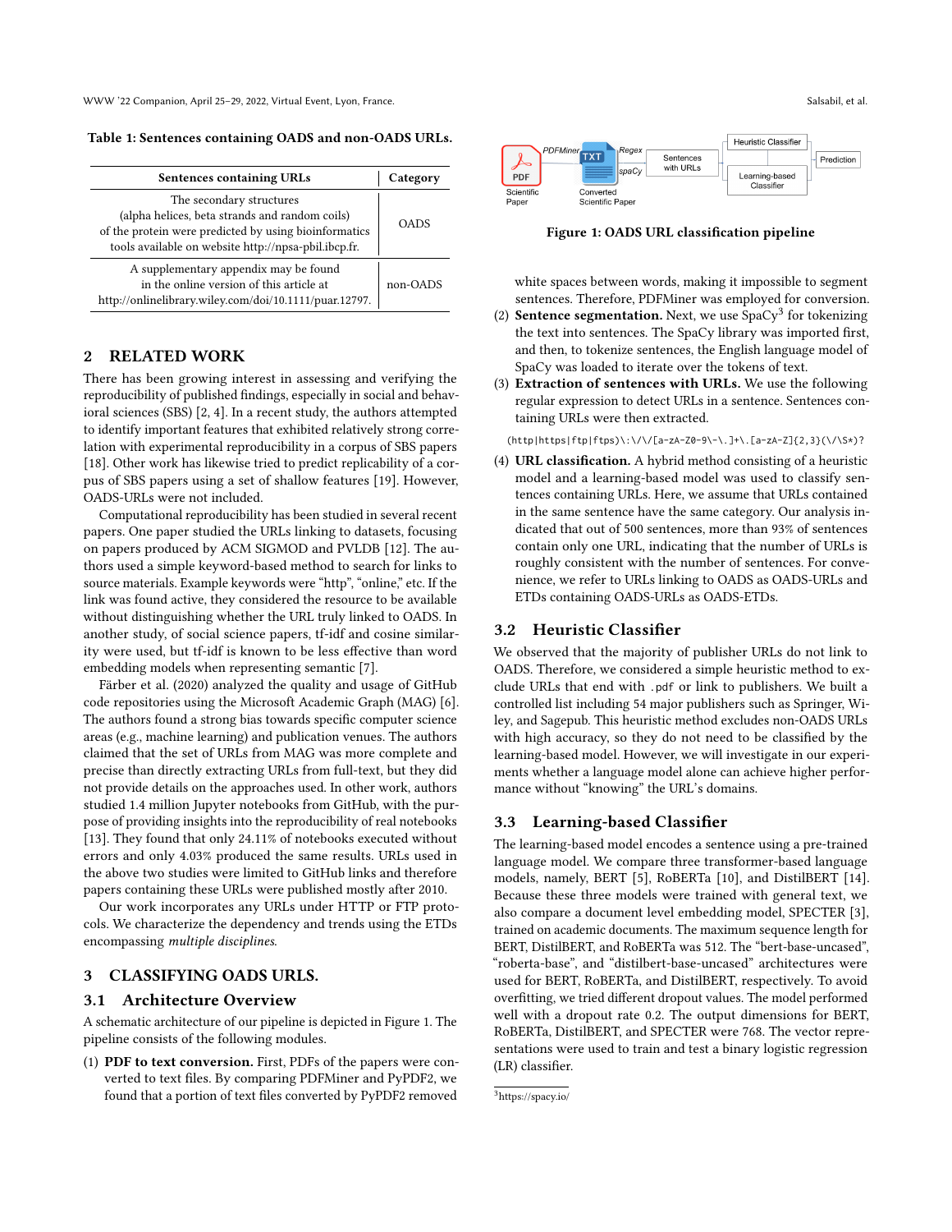Table 1: Sentences containing OADS and non-OADS URLs.

| Sentences containing URLs | Category |
|---|---|
| The secondary structures (alpha helices, beta strands and random coils) of the protein were predicted by using bioinformatics tools available on website http://npsa-pbil.ibcp.fr. | OADS |
| A supplementary appendix may be found in the online version of this article at http://onlinelibrary.wiley.com/doi/10.1111/puar.12797. | non-OADS |

## 2 RELATED WORK

There has been growing interest in assessing and verifying the reproducibility of published findings, especially in social and behavioral sciences (SBS) [2, 4]. In a recent study, the authors attempted to identify important features that exhibited relatively strong correlation with experimental reproducibility in a corpus of SBS papers [18]. Other work has likewise tried to predict replicability of a corpus of SBS papers using a set of shallow features [19]. However, OADS-URLs were not included.

Computational reproducibility has been studied in several recent papers. One paper studied the URLs linking to datasets, focusing on papers produced by ACM SIGMOD and PVLDB [12]. The authors used a simple keyword-based method to search for links to source materials. Example keywords were "http", "online," etc. If the link was found active, they considered the resource to be available without distinguishing whether the URL truly linked to OADS. In another study, of social science papers, tf-idf and cosine similarity were used, but tf-idf is known to be less effective than word embedding models when representing semantic [7].

Färber et al. (2020) analyzed the quality and usage of GitHub code repositories using the Microsoft Academic Graph (MAG) [6]. The authors found a strong bias towards specific computer science areas (e.g., machine learning) and publication venues. The authors claimed that the set of URLs from MAG was more complete and precise than directly extracting URLs from full-text, but they did not provide details on the approaches used. In other work, authors studied 1.4 million Jupyter notebooks from GitHub, with the purpose of providing insights into the reproducibility of real notebooks [13]. They found that only 24.11% of notebooks executed without errors and only 4.03% produced the same results. URLs used in the above two studies were limited to GitHub links and therefore papers containing these URLs were published mostly after 2010.

Our work incorporates any URLs under HTTP or FTP protocols. We characterize the dependency and trends using the ETDs encompassing *multiple disciplines*.

## 3 CLASSIFYING OADS URLS.

### 3.1 Architecture Overview

A schematic architecture of our pipeline is depicted in Figure 1. The pipeline consists of the following modules.

1. **PDF to text conversion.** First, PDFs of the papers were converted to text files. By comparing PDFMiner and PyPDF2, we found that a portion of text files converted by PyPDF2 removed white spaces between words, making it impossible to segment sentences. Therefore, PDFMiner was employed for conversion.
2. **Sentence segmentation.** Next, we use SpaCy[3] for tokenizing the text into sentences. The SpaCy library was imported first, and then, to tokenize sentences, the English language model of SpaCy was loaded to iterate over the tokens of text.
3. **Extraction of sentences with URLs.** We use the following regular expression to detect URLs in a sentence. Sentences containing URLs were then extracted.

```
(http|https|ftp|ftps)\:\/\/[a-zA-Z0-9\-\.]+\.[a-zA-Z]{2,3}(\/\S*)?
```

4. **URL classification.** A hybrid method consisting of a heuristic model and a learning-based model was used to classify sentences containing URLs. Here, we assume that URLs contained in the same sentence have the same category. Our analysis indicated that out of 500 sentences, more than 93% of sentences contain only one URL, indicating that the number of URLs is roughly consistent with the number of sentences. For convenience, we refer to URLs linking to OADS as OADS-URLs and ETDs containing OADS-URLs as OADS-ETDs.

Figure 1: OADS URL classification pipeline

### 3.2 Heuristic Classifier

We observed that the majority of publisher URLs do not link to OADS. Therefore, we considered a simple heuristic method to exclude URLs that end with `.pdf` or link to publishers. We built a controlled list including 54 major publishers such as Springer, Wiley, and Sagepub. This heuristic method excludes non-OADS URLs with high accuracy, so they do not need to be classified by the learning-based model. However, we will investigate in our experiments whether a language model alone can achieve higher performance without "knowing" the URL's domains.

### 3.3 Learning-based Classifier

The learning-based model encodes a sentence using a pre-trained language model. We compare three transformer-based language models, namely, BERT [5], RoBERTa [10], and DistilBERT [14]. Because these three models were trained with general text, we also compare a document level embedding model, SPECTER [3], trained on academic documents. The maximum sequence length for BERT, DistilBERT, and RoBERTa was 512. The "bert-base-uncased", "roberta-base", and "distilbert-base-uncased" architectures were used for BERT, RoBERTa, and DistilBERT, respectively. To avoid overfitting, we tried different dropout values. The model performed well with a dropout rate 0.2. The output dimensions for BERT, RoBERTa, DistilBERT, and SPECTER were 768. The vector representations were used to train and test a binary logistic regression (LR) classifier.

[3] https://spacy.io/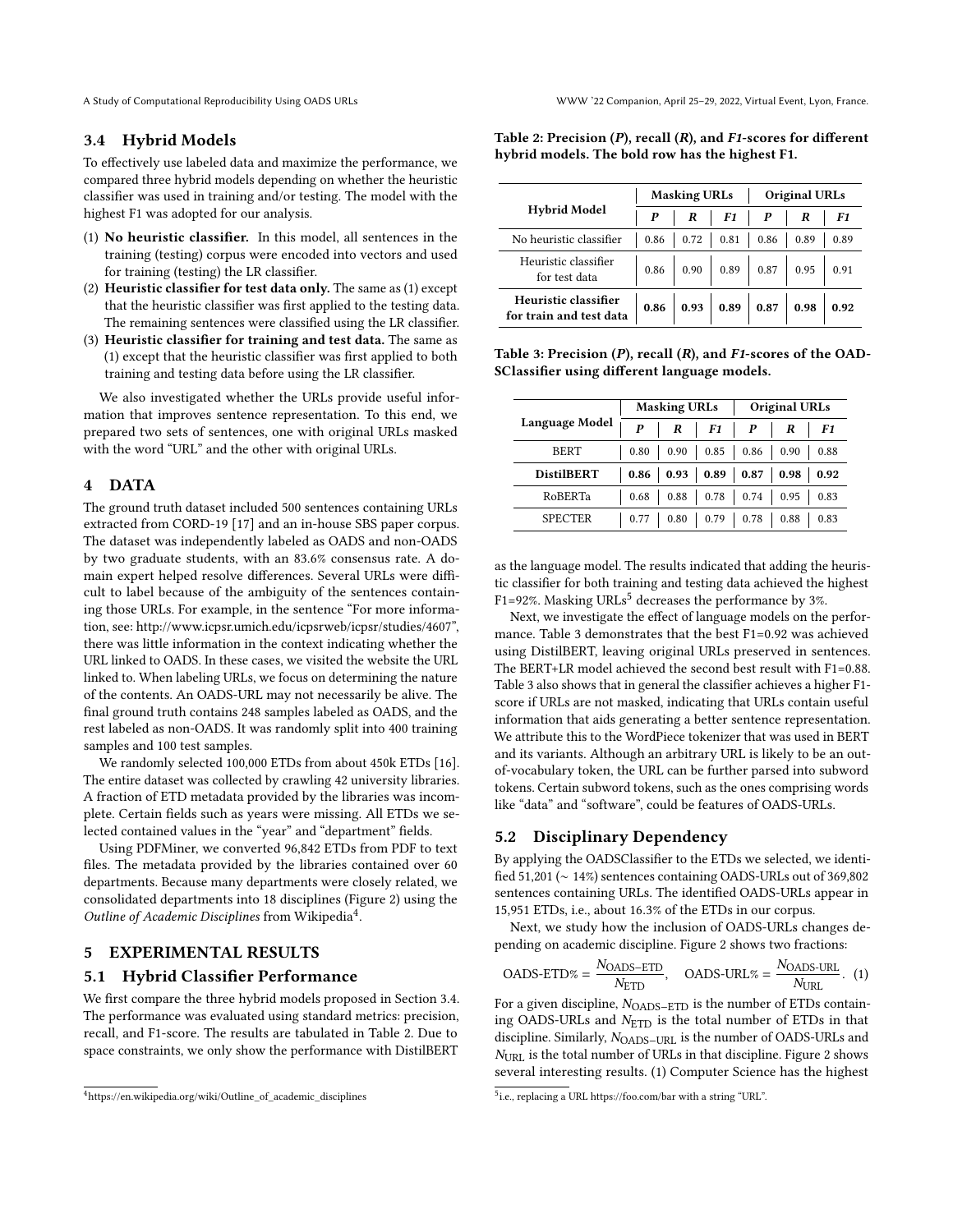### 3.4 Hybrid Models

To effectively use labeled data and maximize the performance, we compared three hybrid models depending on whether the heuristic classifier was used in training and/or testing. The model with the highest F1 was adopted for our analysis.

1. **No heuristic classifier.** In this model, all sentences in the training (testing) corpus were encoded into vectors and used for training (testing) the LR classifier.
2. **Heuristic classifier for test data only.** The same as (1) except that the heuristic classifier was first applied to the testing data. The remaining sentences were classified using the LR classifier.
3. **Heuristic classifier for training and test data.** The same as (1) except that the heuristic classifier was first applied to both training and testing data before using the LR classifier.

We also investigated whether the URLs provide useful information that improves sentence representation. To this end, we prepared two sets of sentences, one with original URLs masked with the word "URL" and the other with original URLs.

## 4 DATA

The ground truth dataset included 500 sentences containing URLs extracted from CORD-19 [17] and an in-house SBS paper corpus. The dataset was independently labeled as OADS and non-OADS by two graduate students, with an 83.6% consensus rate. A domain expert helped resolve differences. Several URLs were difficult to label because of the ambiguity of the sentences containing those URLs. For example, in the sentence "For more information, see: http://www.icpsr.umich.edu/icpsrweb/icpsr/studies/4607", there was little information in the context indicating whether the URL linked to OADS. In these cases, we visited the website the URL linked to. When labeling URLs, we focus on determining the nature of the contents. An OADS-URL may not necessarily be alive. The final ground truth contains 248 samples labeled as OADS, and the rest labeled as non-OADS. It was randomly split into 400 training samples and 100 test samples.

We randomly selected 100,000 ETDs from about 450k ETDs [16]. The entire dataset was collected by crawling 42 university libraries. A fraction of ETD metadata provided by the libraries was incomplete. Certain fields such as years were missing. All ETDs we selected contained values in the "year" and "department" fields.

Using PDFMiner, we converted 96,842 ETDs from PDF to text files. The metadata provided by the libraries contained over 60 departments. Because many departments were closely related, we consolidated departments into 18 disciplines (Figure 2) using the *Outline of Academic Disciplines* from Wikipedia[4].

## 5 EXPERIMENTAL RESULTS

### 5.1 Hybrid Classifier Performance

We first compare the three hybrid models proposed in Section 3.4. The performance was evaluated using standard metrics: precision, recall, and F1-score. The results are tabulated in Table 2. Due to space constraints, we only show the performance with DistilBERT as the language model. The results indicated that adding the heuristic classifier for both training and testing data achieved the highest F1=92%. Masking URLs[5] decreases the performance by 3%.

**Table 2: Precision (*P*), recall (*R*), and *F1*-scores for different hybrid models. The bold row has the highest F1.**

| Hybrid Model | Masking URLs | | | Original URLs | | |
|---|---|---|---|---|---|---|
| | ***P*** | ***R*** | ***F1*** | ***P*** | ***R*** | ***F1*** |
| No heuristic classifier | 0.86 | 0.72 | 0.81 | 0.86 | 0.89 | 0.89 |
| Heuristic classifier for test data | 0.86 | 0.90 | 0.89 | 0.87 | 0.95 | 0.91 |
| **Heuristic classifier for train and test data** | **0.86** | **0.93** | **0.89** | **0.87** | **0.98** | **0.92** |

**Table 3: Precision (*P*), recall (*R*), and *F1*-scores of the OADSClassifier using different language models.**

| Language Model | Masking URLs | | | Original URLs | | |
|---|---|---|---|---|---|---|
| | ***P*** | ***R*** | ***F1*** | ***P*** | ***R*** | ***F1*** |
| BERT | 0.80 | 0.90 | 0.85 | 0.86 | 0.90 | 0.88 |
| **DistilBERT** | **0.86** | **0.93** | **0.89** | **0.87** | **0.98** | **0.92** |
| RoBERTa | 0.68 | 0.88 | 0.78 | 0.74 | 0.95 | 0.83 |
| SPECTER | 0.77 | 0.80 | 0.79 | 0.78 | 0.88 | 0.83 |

Next, we investigate the effect of language models on the performance. Table 3 demonstrates that the best F1=0.92 was achieved using DistilBERT, leaving original URLs preserved in sentences. The BERT+LR model achieved the second best result with F1=0.88. Table 3 also shows that in general the classifier achieves a higher F1-score if URLs are not masked, indicating that URLs contain useful information that aids generating a better sentence representation. We attribute this to the WordPiece tokenizer that was used in BERT and its variants. Although an arbitrary URL is likely to be an out-of-vocabulary token, the URL can be further parsed into subword tokens. Certain subword tokens, such as the ones comprising words like "data" and "software", could be features of OADS-URLs.

### 5.2 Disciplinary Dependency

By applying the OADSClassifier to the ETDs we selected, we identified 51,201 (∼ 14%) sentences containing OADS-URLs out of 369,802 sentences containing URLs. The identified OADS-URLs appear in 15,951 ETDs, i.e., about 16.3% of the ETDs in our corpus.

Next, we study how the inclusion of OADS-URLs changes depending on academic discipline. Figure 2 shows two fractions:

$$\text{OADS-ETD\%} = \frac{N_{\text{OADS-ETD}}}{N_{\text{ETD}}}, \quad \text{OADS-URL\%} = \frac{N_{\text{OADS-URL}}}{N_{\text{URL}}}. \quad (1)$$

For a given discipline, $N_{\text{OADS-ETD}}$ is the number of ETDs containing OADS-URLs and $N_{\text{ETD}}$ is the total number of ETDs in that discipline. Similarly, $N_{\text{OADS-URL}}$ is the number of OADS-URLs and $N_{\text{URL}}$ is the total number of URLs in that discipline. Figure 2 shows several interesting results. (1) Computer Science has the highest

---

[4] https://en.wikipedia.org/wiki/Outline_of_academic_disciplines

[5] i.e., replacing a URL https://foo.com/bar with a string "URL".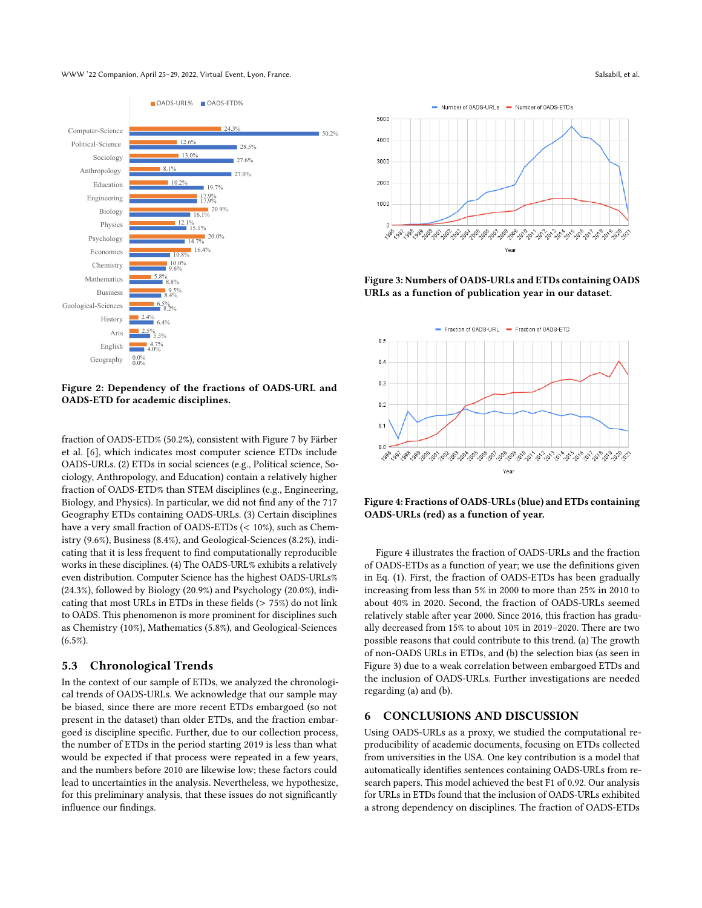**Figure 2: Dependency of the fractions of OADS-URL and OADS-ETD for academic disciplines.**

**Figure 3: Numbers of OADS-URLs and ETDs containing OADS URLs as a function of publication year in our dataset.**

**Figure 4: Fractions of OADS-URLs (blue) and ETDs containing OADS-URLs (red) as a function of year.**

fraction of OADS-ETD% (50.2%), consistent with Figure 7 by Färber et al. [6], which indicates most computer science ETDs include OADS-URLs. (2) ETDs in social sciences (e.g., Political science, Sociology, Anthropology, and Education) contain a relatively higher fraction of OADS-ETD% than STEM disciplines (e.g., Engineering, Biology, and Physics). In particular, we did not find any of the 717 Geography ETDs containing OADS-URLs. (3) Certain disciplines have a very small fraction of OADS-ETDs (< 10%), such as Chemistry (9.6%), Business (8.4%), and Geological-Sciences (8.2%), indicating that it is less frequent to find computationally reproducible works in these disciplines. (4) The OADS-URL% exhibits a relatively even distribution. Computer Science has the highest OADS-URLs% (24.3%), followed by Biology (20.9%) and Psychology (20.0%), indicating that most URLs in ETDs in these fields (> 75%) do not link to OADS. This phenomenon is more prominent for disciplines such as Chemistry (10%), Mathematics (5.8%), and Geological-Sciences (6.5%).

## 5.3 Chronological Trends

In the context of our sample of ETDs, we analyzed the chronological trends of OADS-URLs. We acknowledge that our sample may be biased, since there are more recent ETDs embargoed (so not present in the dataset) than older ETDs, and the fraction embargoed is discipline specific. Further, due to our collection process, the number of ETDs in the period starting 2019 is less than what would be expected if that process were repeated in a few years, and the numbers before 2010 are likewise low; these factors could lead to uncertainties in the analysis. Nevertheless, we hypothesize, for this preliminary analysis, that these issues do not significantly influence our findings.

Figure 4 illustrates the fraction of OADS-URLs and the fraction of OADS-ETDs as a function of year; we use the definitions given in Eq. (1). First, the fraction of OADS-ETDs has been gradually increasing from less than 5% in 2000 to more than 25% in 2010 to about 40% in 2020. Second, the fraction of OADS-URLs seemed relatively stable after year 2000. Since 2016, this fraction has gradually decreased from 15% to about 10% in 2019–2020. There are two possible reasons that could contribute to this trend. (a) The growth of non-OADS URLs in ETDs, and (b) the selection bias (as seen in Figure 3) due to a weak correlation between embargoed ETDs and the inclusion of OADS-URLs. Further investigations are needed regarding (a) and (b).

# 6 CONCLUSIONS AND DISCUSSION

Using OADS-URLs as a proxy, we studied the computational reproducibility of academic documents, focusing on ETDs collected from universities in the USA. One key contribution is a model that automatically identifies sentences containing OADS-URLs from research papers. This model achieved the best F1 of 0.92. Our analysis for URLs in ETDs found that the inclusion of OADS-URLs exhibited a strong dependency on disciplines. The fraction of OADS-ETDs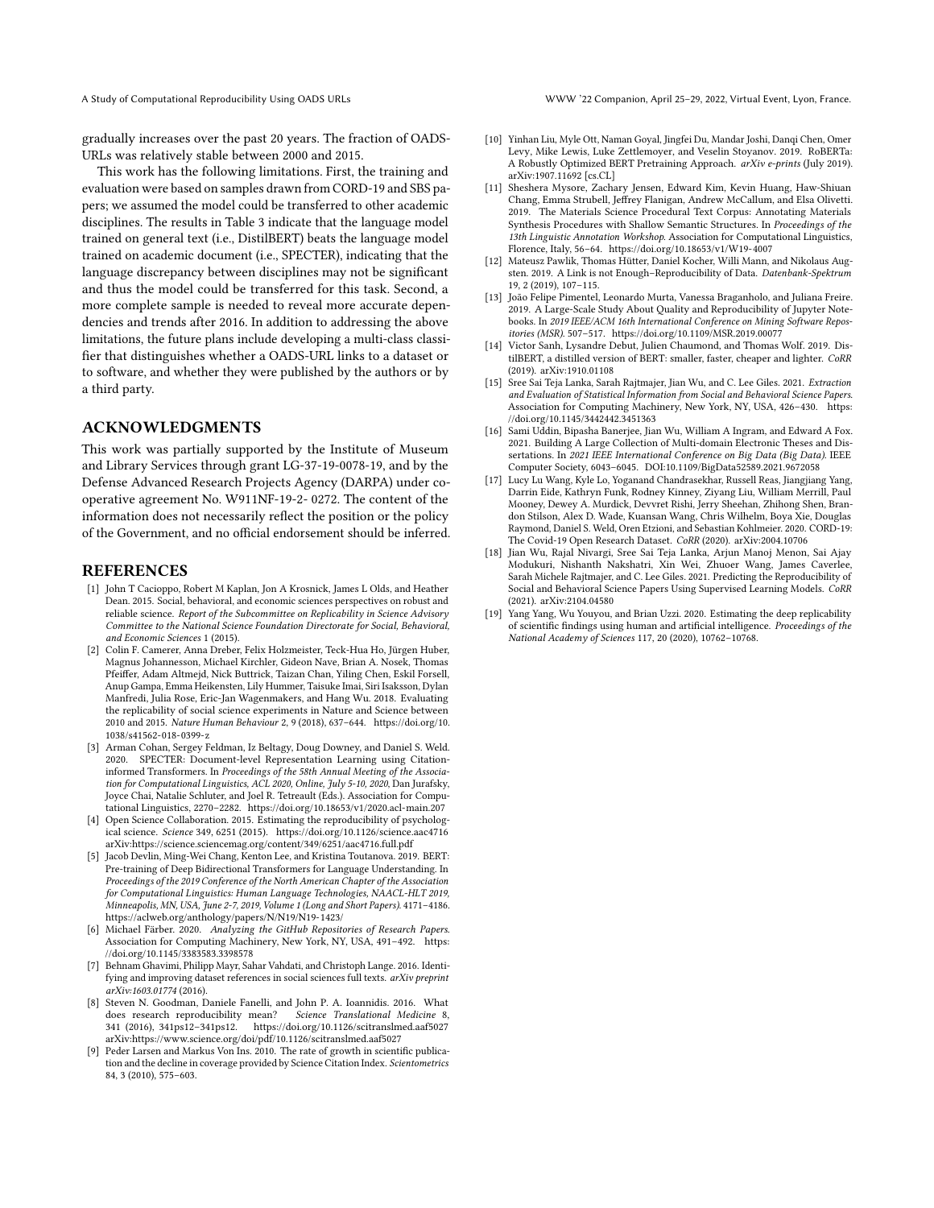gradually increases over the past 20 years. The fraction of OADS-URLs was relatively stable between 2000 and 2015.

This work has the following limitations. First, the training and evaluation were based on samples drawn from CORD-19 and SBS papers; we assumed the model could be transferred to other academic disciplines. The results in Table 3 indicate that the language model trained on general text (i.e., DistilBERT) beats the language model trained on academic document (i.e., SPECTER), indicating that the language discrepancy between disciplines may not be significant and thus the model could be transferred for this task. Second, a more complete sample is needed to reveal more accurate dependencies and trends after 2016. In addition to addressing the above limitations, the future plans include developing a multi-class classifier that distinguishes whether a OADS-URL links to a dataset or to software, and whether they were published by the authors or by a third party.

## ACKNOWLEDGMENTS

This work was partially supported by the Institute of Museum and Library Services through grant LG-37-19-0078-19, and by the Defense Advanced Research Projects Agency (DARPA) under cooperative agreement No. W911NF-19-2- 0272. The content of the information does not necessarily reflect the position or the policy of the Government, and no official endorsement should be inferred.

## REFERENCES

[1] John T Cacioppo, Robert M Kaplan, Jon A Krosnick, James L Olds, and Heather Dean. 2015. Social, behavioral, and economic sciences perspectives on robust and reliable science. *Report of the Subcommittee on Replicability in Science Advisory Committee to the National Science Foundation Directorate for Social, Behavioral, and Economic Sciences* 1 (2015).

[2] Colin F. Camerer, Anna Dreber, Felix Holzmeister, Teck-Hua Ho, Jürgen Huber, Magnus Johannesson, Michael Kirchler, Gideon Nave, Brian A. Nosek, Thomas Pfeiffer, Adam Altmejd, Nick Buttrick, Taizan Chan, Yiling Chen, Eskil Forsell, Anup Gampa, Emma Heikensten, Lily Hummer, Taisuke Imai, Siri Isaksson, Dylan Manfredi, Julia Rose, Eric-Jan Wagenmakers, and Hang Wu. 2018. Evaluating the replicability of social science experiments in Nature and Science between 2010 and 2015. *Nature Human Behaviour* 2, 9 (2018), 637–644. https://doi.org/10.1038/s41562-018-0399-z

[3] Arman Cohan, Sergey Feldman, Iz Beltagy, Doug Downey, and Daniel S. Weld. 2020. SPECTER: Document-level Representation Learning using Citation-informed Transformers. In *Proceedings of the 58th Annual Meeting of the Association for Computational Linguistics, ACL 2020, Online, July 5-10, 2020*, Dan Jurafsky, Joyce Chai, Natalie Schluter, and Joel R. Tetreault (Eds.). Association for Computational Linguistics, 2270–2282. https://doi.org/10.18653/v1/2020.acl-main.207

[4] Open Science Collaboration. 2015. Estimating the reproducibility of psychological science. *Science* 349, 6251 (2015). https://doi.org/10.1126/science.aac4716 arXiv:https://science.sciencemag.org/content/349/6251/aac4716.full.pdf

[5] Jacob Devlin, Ming-Wei Chang, Kenton Lee, and Kristina Toutanova. 2019. BERT: Pre-training of Deep Bidirectional Transformers for Language Understanding. In *Proceedings of the 2019 Conference of the North American Chapter of the Association for Computational Linguistics: Human Language Technologies, NAACL-HLT 2019, Minneapolis, MN, USA, June 2-7, 2019, Volume 1 (Long and Short Papers)*. 4171–4186. https://aclweb.org/anthology/papers/N/N19/N19-1423/

[6] Michael Färber. 2020. *Analyzing the GitHub Repositories of Research Papers*. Association for Computing Machinery, New York, NY, USA, 491–492. https://doi.org/10.1145/3383583.3398578

[7] Behnam Ghavimi, Philipp Mayr, Sahar Vahdati, and Christoph Lange. 2016. Identifying and improving dataset references in social sciences full texts. *arXiv preprint arXiv:1603.01774* (2016).

[8] Steven N. Goodman, Daniele Fanelli, and John P. A. Ioannidis. 2016. What does research reproducibility mean? *Science Translational Medicine* 8, 341 (2016), 341ps12–341ps12. https://doi.org/10.1126/scitranslmed.aaf5027 arXiv:https://www.science.org/doi/pdf/10.1126/scitranslmed.aaf5027

[9] Peder Larsen and Markus Von Ins. 2010. The rate of growth in scientific publication and the decline in coverage provided by Science Citation Index. *Scientometrics* 84, 3 (2010), 575–603.

[10] Yinhan Liu, Myle Ott, Naman Goyal, Jingfei Du, Mandar Joshi, Danqi Chen, Omer Levy, Mike Lewis, Luke Zettlemoyer, and Veselin Stoyanov. 2019. RoBERTa: A Robustly Optimized BERT Pretraining Approach. *arXiv e-prints* (July 2019). arXiv:1907.11692 [cs.CL]

[11] Sheshera Mysore, Zachary Jensen, Edward Kim, Kevin Huang, Haw-Shiuan Chang, Emma Strubell, Jeffrey Flanigan, Andrew McCallum, and Elsa Olivetti. 2019. The Materials Science Procedural Text Corpus: Annotating Materials Synthesis Procedures with Shallow Semantic Structures. In *Proceedings of the 13th Linguistic Annotation Workshop*. Association for Computational Linguistics, Florence, Italy, 56–64. https://doi.org/10.18653/v1/W19-4007

[12] Mateusz Pawlik, Thomas Hütter, Daniel Kocher, Willi Mann, and Nikolaus Augsten. 2019. A Link is not Enough–Reproducibility of Data. *Datenbank-Spektrum* 19, 2 (2019), 107–115.

[13] João Felipe Pimentel, Leonardo Murta, Vanessa Braganholo, and Juliana Freire. 2019. A Large-Scale Study About Quality and Reproducibility of Jupyter Notebooks. In *2019 IEEE/ACM 16th International Conference on Mining Software Repositories (MSR)*. 507–517. https://doi.org/10.1109/MSR.2019.00077

[14] Victor Sanh, Lysandre Debut, Julien Chaumond, and Thomas Wolf. 2019. DistilBERT, a distilled version of BERT: smaller, faster, cheaper and lighter. *CoRR* (2019). arXiv:1910.01108

[15] Sree Sai Teja Lanka, Sarah Rajtmajer, Jian Wu, and C. Lee Giles. 2021. *Extraction and Evaluation of Statistical Information from Social and Behavioral Science Papers*. Association for Computing Machinery, New York, NY, USA, 426–430. https://doi.org/10.1145/3442442.3451363

[16] Sami Uddin, Bipasha Banerjee, Jian Wu, William A Ingram, and Edward A Fox. 2021. Building A Large Collection of Multi-domain Electronic Theses and Dissertations. In *2021 IEEE International Conference on Big Data (Big Data)*. IEEE Computer Society, 6043–6045. DOI:10.1109/BigData52589.2021.9672058

[17] Lucy Lu Wang, Kyle Lo, Yoganand Chandrasekhar, Russell Reas, Jiangjiang Yang, Darrin Eide, Kathryn Funk, Rodney Kinney, Ziyang Liu, William Merrill, Paul Mooney, Dewey A. Murdick, Devvret Rishi, Jerry Sheehan, Zhihong Shen, Brandon Stilson, Alex D. Wade, Kuansan Wang, Chris Wilhelm, Boya Xie, Douglas Raymond, Daniel S. Weld, Oren Etzioni, and Sebastian Kohlmeier. 2020. CORD-19: The Covid-19 Open Research Dataset. *CoRR* (2020). arXiv:2004.10706

[18] Jian Wu, Rajal Nivargi, Sree Sai Teja Lanka, Arjun Manoj Menon, Sai Ajay Modukuri, Nishanth Nakshatri, Xin Wei, Zhuoer Wang, James Caverlee, Sarah Michele Rajtmajer, and C. Lee Giles. 2021. Predicting the Reproducibility of Social and Behavioral Science Papers Using Supervised Learning Models. *CoRR* (2021). arXiv:2104.04580

[19] Yang Yang, Wu Youyou, and Brian Uzzi. 2020. Estimating the deep replicability of scientific findings using human and artificial intelligence. *Proceedings of the National Academy of Sciences* 117, 20 (2020), 10762–10768.